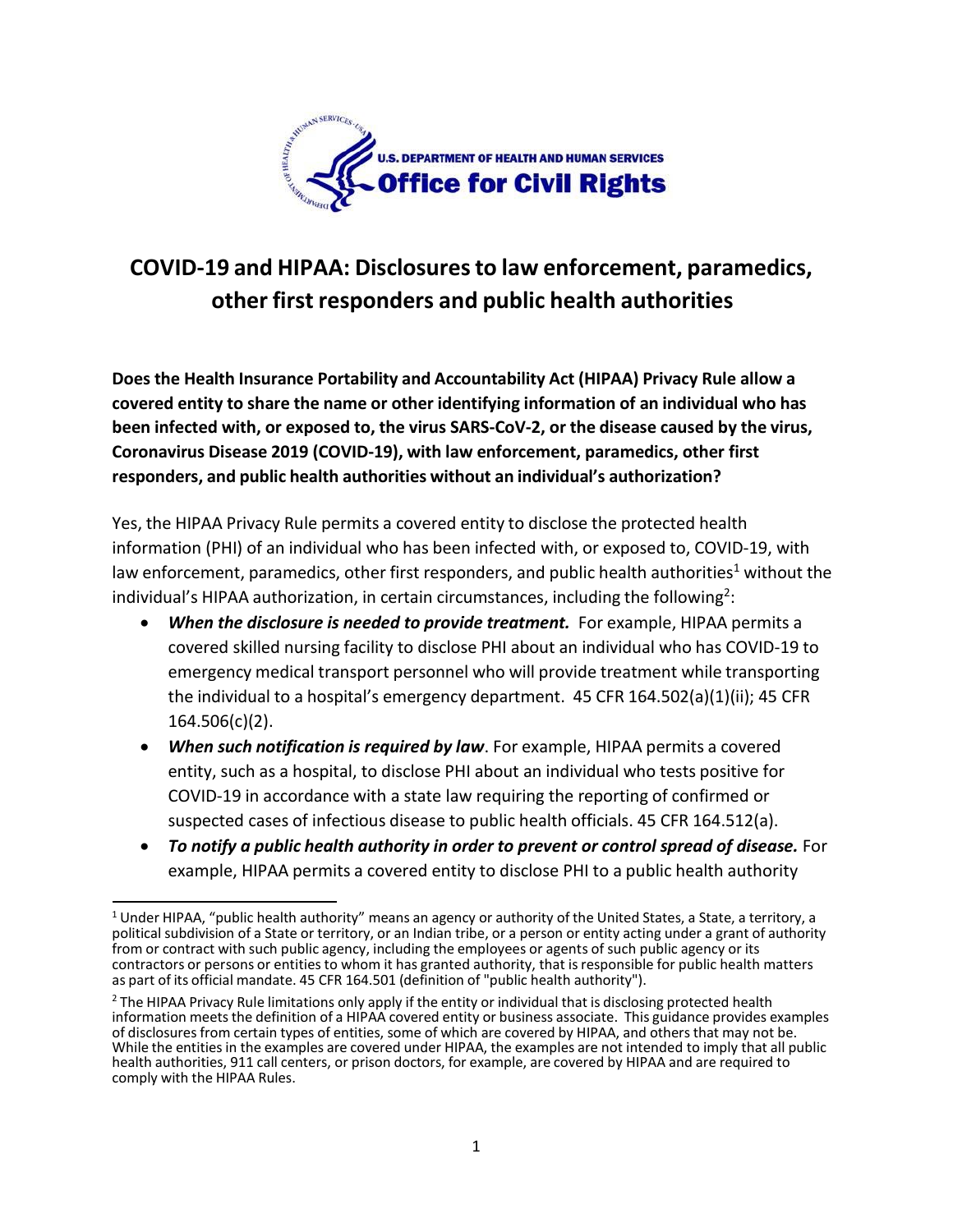# COVID-19 and HIPAA: Disclosures to law enforcement, paramedics, other first responders and public health authorities

**Does the Health Insurance Portability and Accountability Act (HIPAA) Privacy Rule allow a covered entity to share the name or other identifying information of an individual who has been infected with, or exposed to, the virus SARS-CoV-2, or the disease caused by the virus, Coronavirus Disease 2019 (COVID-19), with law enforcement, paramedics, other first responders, and public health authorities without an individual's authorization?**

Yes, the HIPAA Privacy Rule permits a covered entity to disclose the protected health information (PHI) of an individual who has been infected with, or exposed to, COVID-19, with law enforcement, paramedics, other first responders, and public health authorities[1] without the individual's HIPAA authorization, in certain circumstances, including the following[2]:

- ***When the disclosure is needed to provide treatment.*** For example, HIPAA permits a covered skilled nursing facility to disclose PHI about an individual who has COVID-19 to emergency medical transport personnel who will provide treatment while transporting the individual to a hospital's emergency department. 45 CFR 164.502(a)(1)(ii); 45 CFR 164.506(c)(2).
- ***When such notification is required by law***. For example, HIPAA permits a covered entity, such as a hospital, to disclose PHI about an individual who tests positive for COVID-19 in accordance with a state law requiring the reporting of confirmed or suspected cases of infectious disease to public health officials. 45 CFR 164.512(a).
- ***To notify a public health authority in order to prevent or control spread of disease.*** For example, HIPAA permits a covered entity to disclose PHI to a public health authority

[1] Under HIPAA, "public health authority" means an agency or authority of the United States, a State, a territory, a political subdivision of a State or territory, or an Indian tribe, or a person or entity acting under a grant of authority from or contract with such public agency, including the employees or agents of such public agency or its contractors or persons or entities to whom it has granted authority, that is responsible for public health matters as part of its official mandate. 45 CFR 164.501 (definition of "public health authority").

[2] The HIPAA Privacy Rule limitations only apply if the entity or individual that is disclosing protected health information meets the definition of a HIPAA covered entity or business associate. This guidance provides examples of disclosures from certain types of entities, some of which are covered by HIPAA, and others that may not be. While the entities in the examples are covered under HIPAA, the examples are not intended to imply that all public health authorities, 911 call centers, or prison doctors, for example, are covered by HIPAA and are required to comply with the HIPAA Rules.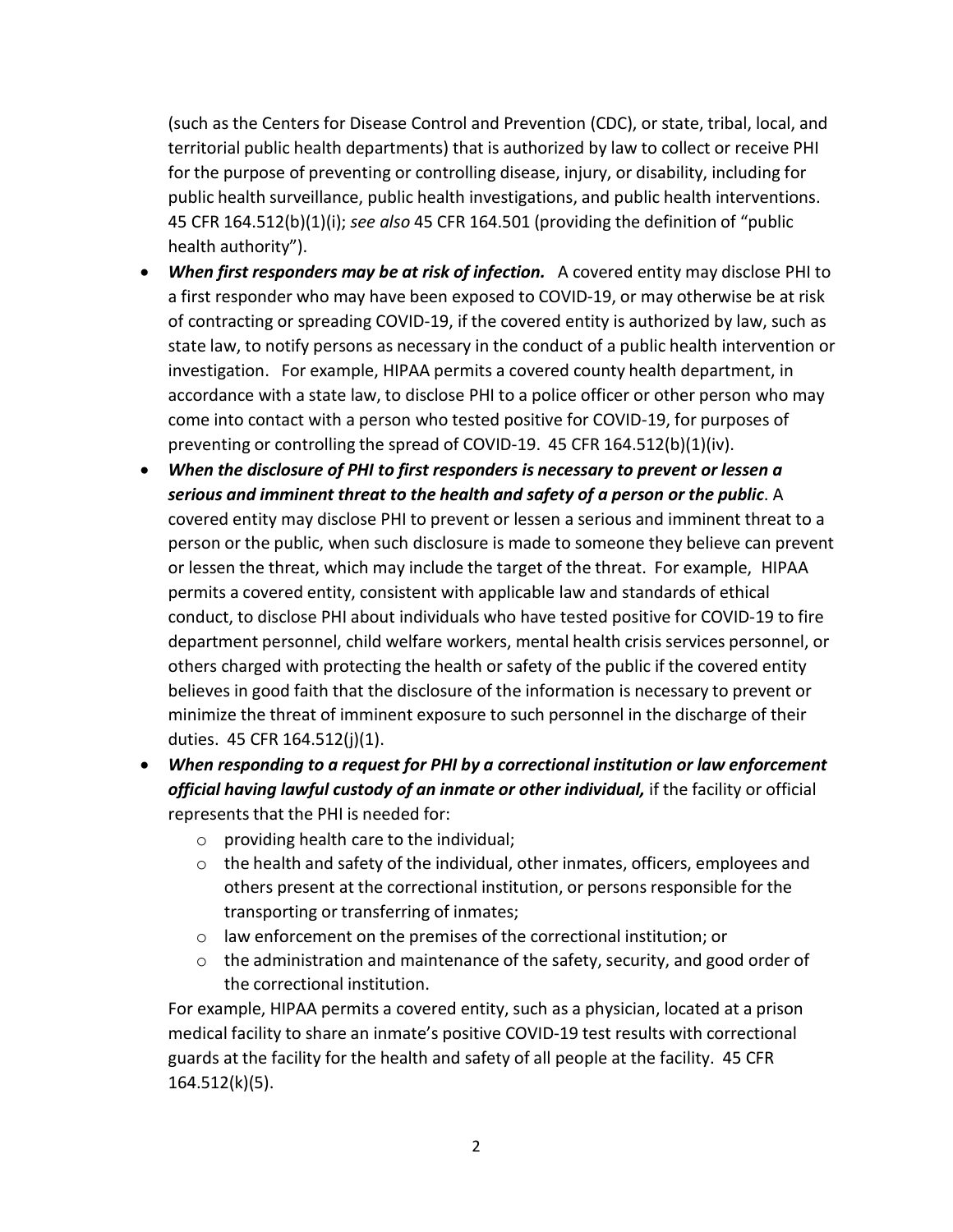(such as the Centers for Disease Control and Prevention (CDC), or state, tribal, local, and territorial public health departments) that is authorized by law to collect or receive PHI for the purpose of preventing or controlling disease, injury, or disability, including for public health surveillance, public health investigations, and public health interventions. 45 CFR 164.512(b)(1)(i); *see also* 45 CFR 164.501 (providing the definition of "public health authority").

- ***When first responders may be at risk of infection.*** A covered entity may disclose PHI to a first responder who may have been exposed to COVID-19, or may otherwise be at risk of contracting or spreading COVID-19, if the covered entity is authorized by law, such as state law, to notify persons as necessary in the conduct of a public health intervention or investigation. For example, HIPAA permits a covered county health department, in accordance with a state law, to disclose PHI to a police officer or other person who may come into contact with a person who tested positive for COVID-19, for purposes of preventing or controlling the spread of COVID-19. 45 CFR 164.512(b)(1)(iv).
- ***When the disclosure of PHI to first responders is necessary to prevent or lessen a serious and imminent threat to the health and safety of a person or the public*.** A covered entity may disclose PHI to prevent or lessen a serious and imminent threat to a person or the public, when such disclosure is made to someone they believe can prevent or lessen the threat, which may include the target of the threat. For example, HIPAA permits a covered entity, consistent with applicable law and standards of ethical conduct, to disclose PHI about individuals who have tested positive for COVID-19 to fire department personnel, child welfare workers, mental health crisis services personnel, or others charged with protecting the health or safety of the public if the covered entity believes in good faith that the disclosure of the information is necessary to prevent or minimize the threat of imminent exposure to such personnel in the discharge of their duties. 45 CFR 164.512(j)(1).
- ***When responding to a request for PHI by a correctional institution or law enforcement official having lawful custody of an inmate or other individual,*** if the facility or official represents that the PHI is needed for:
  - providing health care to the individual;
  - the health and safety of the individual, other inmates, officers, employees and others present at the correctional institution, or persons responsible for the transporting or transferring of inmates;
  - law enforcement on the premises of the correctional institution; or
  - the administration and maintenance of the safety, security, and good order of the correctional institution.

  For example, HIPAA permits a covered entity, such as a physician, located at a prison medical facility to share an inmate's positive COVID-19 test results with correctional guards at the facility for the health and safety of all people at the facility. 45 CFR 164.512(k)(5).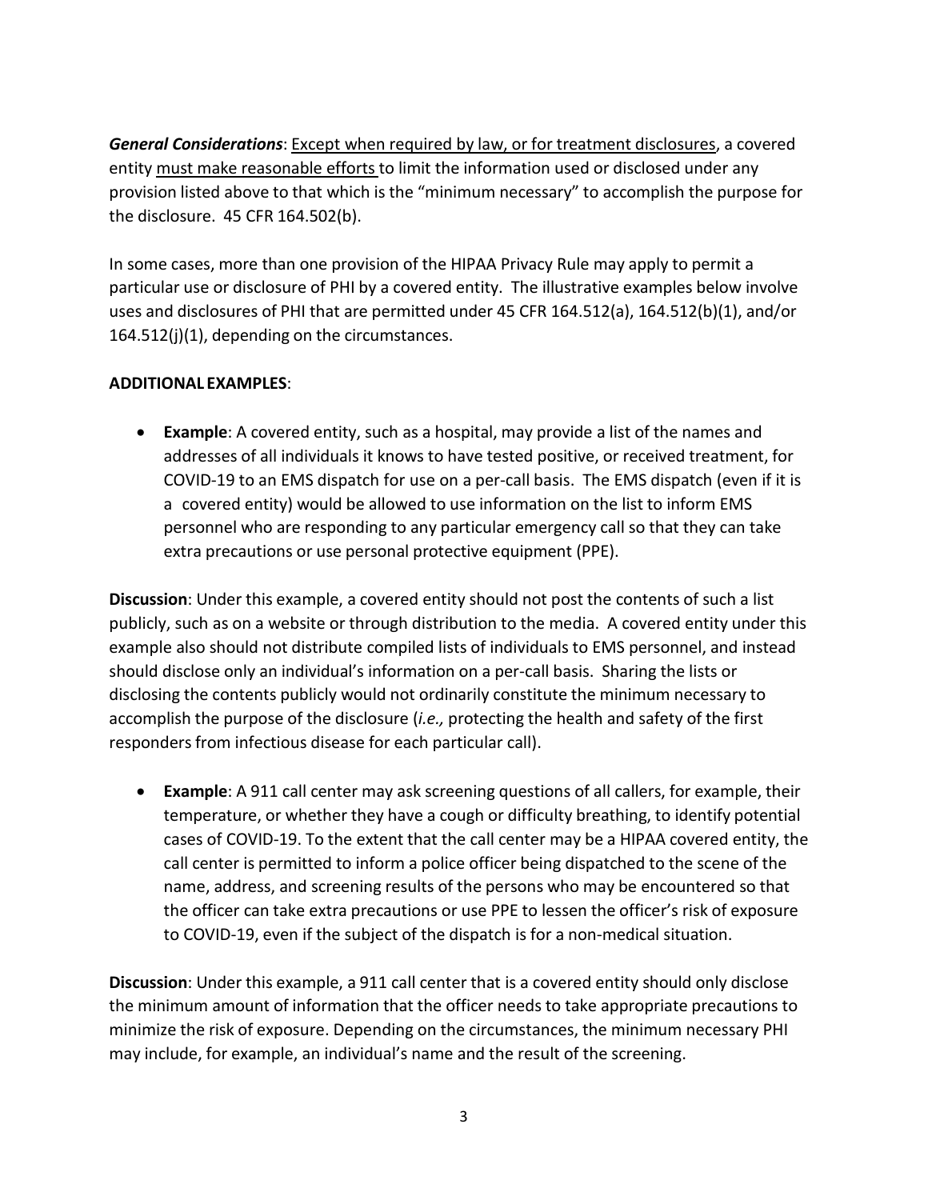***General Considerations***: Except when required by law, or for treatment disclosures, a covered entity must make reasonable efforts to limit the information used or disclosed under any provision listed above to that which is the "minimum necessary" to accomplish the purpose for the disclosure. 45 CFR 164.502(b).

In some cases, more than one provision of the HIPAA Privacy Rule may apply to permit a particular use or disclosure of PHI by a covered entity. The illustrative examples below involve uses and disclosures of PHI that are permitted under 45 CFR 164.512(a), 164.512(b)(1), and/or 164.512(j)(1), depending on the circumstances.

**ADDITIONAL EXAMPLES**:

- **Example**: A covered entity, such as a hospital, may provide a list of the names and addresses of all individuals it knows to have tested positive, or received treatment, for COVID-19 to an EMS dispatch for use on a per-call basis. The EMS dispatch (even if it is a covered entity) would be allowed to use information on the list to inform EMS personnel who are responding to any particular emergency call so that they can take extra precautions or use personal protective equipment (PPE).

**Discussion**: Under this example, a covered entity should not post the contents of such a list publicly, such as on a website or through distribution to the media. A covered entity under this example also should not distribute compiled lists of individuals to EMS personnel, and instead should disclose only an individual's information on a per-call basis. Sharing the lists or disclosing the contents publicly would not ordinarily constitute the minimum necessary to accomplish the purpose of the disclosure (*i.e.,* protecting the health and safety of the first responders from infectious disease for each particular call).

- **Example**: A 911 call center may ask screening questions of all callers, for example, their temperature, or whether they have a cough or difficulty breathing, to identify potential cases of COVID-19. To the extent that the call center may be a HIPAA covered entity, the call center is permitted to inform a police officer being dispatched to the scene of the name, address, and screening results of the persons who may be encountered so that the officer can take extra precautions or use PPE to lessen the officer's risk of exposure to COVID-19, even if the subject of the dispatch is for a non-medical situation.

**Discussion**: Under this example, a 911 call center that is a covered entity should only disclose the minimum amount of information that the officer needs to take appropriate precautions to minimize the risk of exposure. Depending on the circumstances, the minimum necessary PHI may include, for example, an individual's name and the result of the screening.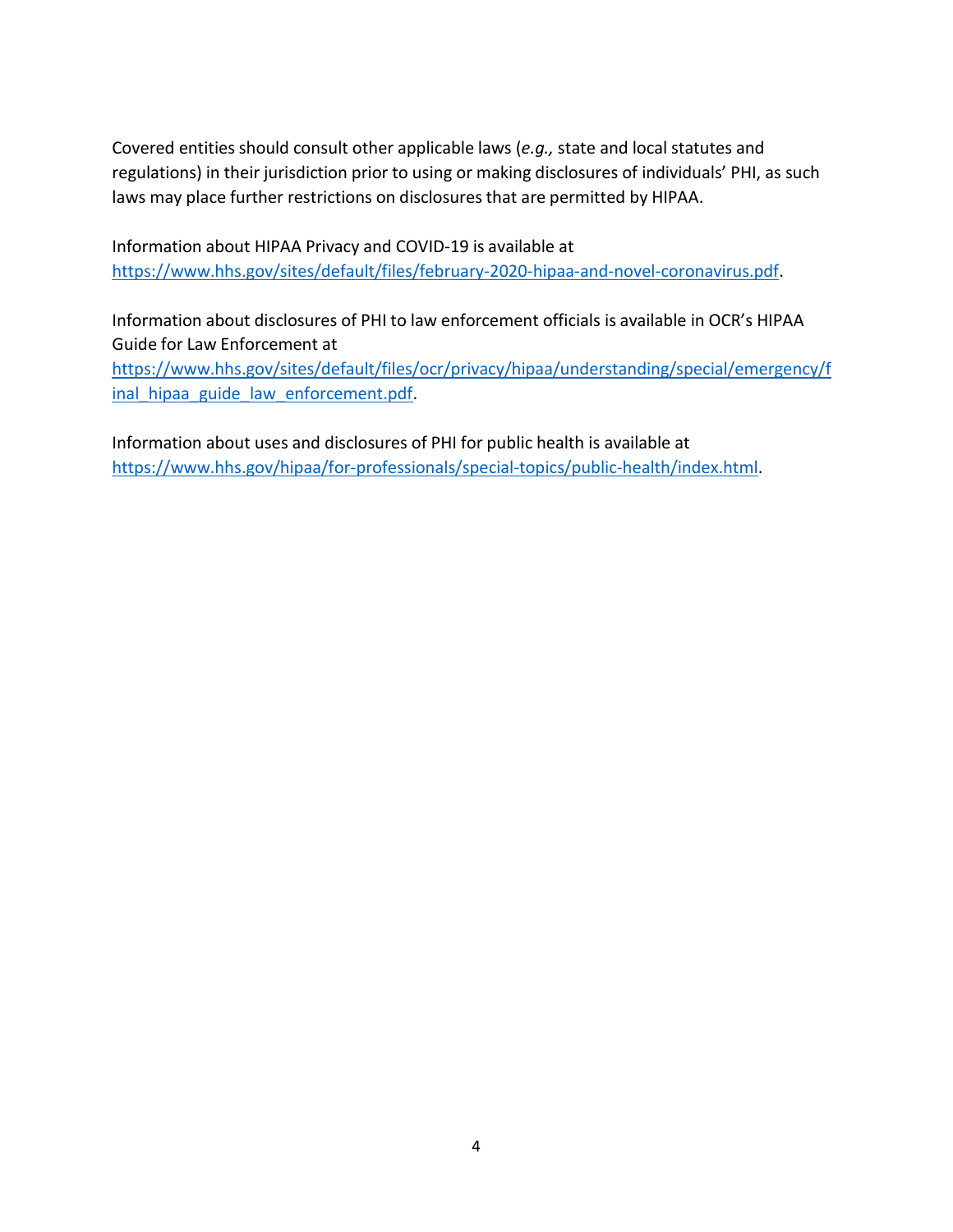Covered entities should consult other applicable laws (*e.g.,* state and local statutes and regulations) in their jurisdiction prior to using or making disclosures of individuals' PHI, as such laws may place further restrictions on disclosures that are permitted by HIPAA.

Information about HIPAA Privacy and COVID-19 is available at https://www.hhs.gov/sites/default/files/february-2020-hipaa-and-novel-coronavirus.pdf.

Information about disclosures of PHI to law enforcement officials is available in OCR's HIPAA Guide for Law Enforcement at https://www.hhs.gov/sites/default/files/ocr/privacy/hipaa/understanding/special/emergency/final_hipaa_guide_law_enforcement.pdf.

Information about uses and disclosures of PHI for public health is available at https://www.hhs.gov/hipaa/for-professionals/special-topics/public-health/index.html.